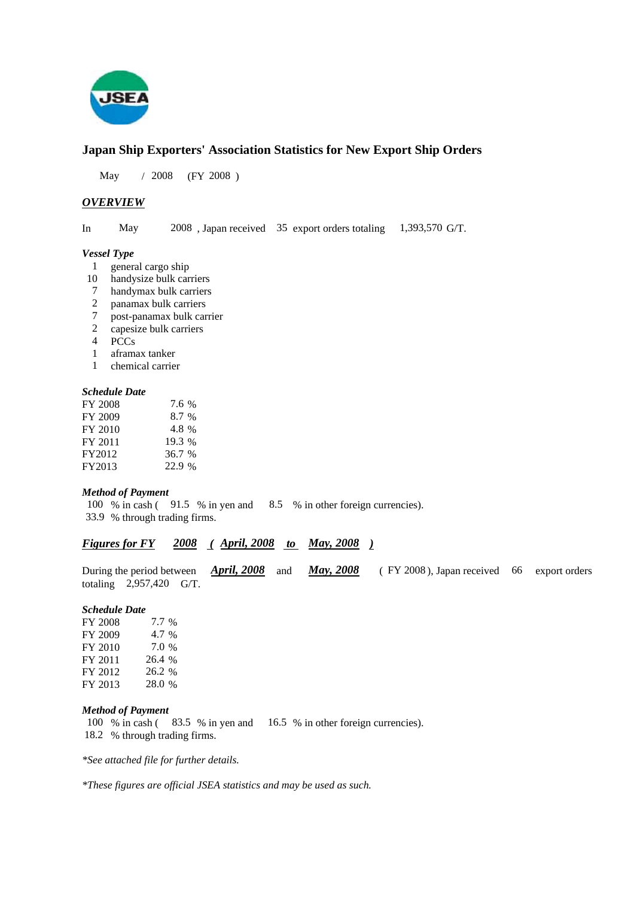JSEA

# Japan Ship Exporters' Association Statistics for New Export Ship Orders

May / 2008 (FY 2008 )

## *OVERVIEW*

In May 2008 , Japan received 35 export orders totaling 1,393,570 G/T.

### *Vessel Type*

- 1 general cargo ship
- 10 handysize bulk carriers
- 7 handymax bulk carriers
- 2 panamax bulk carriers
- 7 post-panamax bulk carrier
- 2 capesize bulk carriers
- 4 PCCs
- 1 aframax tanker
- 1 chemical carrier

### *Schedule Date*

| | |
|---|---|
| FY 2008 | 7.6 % |
| FY 2009 | 8.7 % |
| FY 2010 | 4.8 % |
| FY 2011 | 19.3 % |
| FY2012 | 36.7 % |
| FY2013 | 22.9 % |

### *Method of Payment*

100 % in cash ( 91.5 % in yen and 8.5 % in other foreign currencies).
33.9 % through trading firms.

## *Figures for FY 2008 ( April, 2008 to May, 2008 )*

During the period between ***April, 2008*** and ***May, 2008*** ( FY 2008 ), Japan received 66 export orders totaling 2,957,420 G/T.

### *Schedule Date*

| | |
|---|---|
| FY 2008 | 7.7 % |
| FY 2009 | 4.7 % |
| FY 2010 | 7.0 % |
| FY 2011 | 26.4 % |
| FY 2012 | 26.2 % |
| FY 2013 | 28.0 % |

### *Method of Payment*

100 % in cash ( 83.5 % in yen and 16.5 % in other foreign currencies).
18.2 % through trading firms.

*\*See attached file for further details.*

*\*These figures are official JSEA statistics and may be used as such.*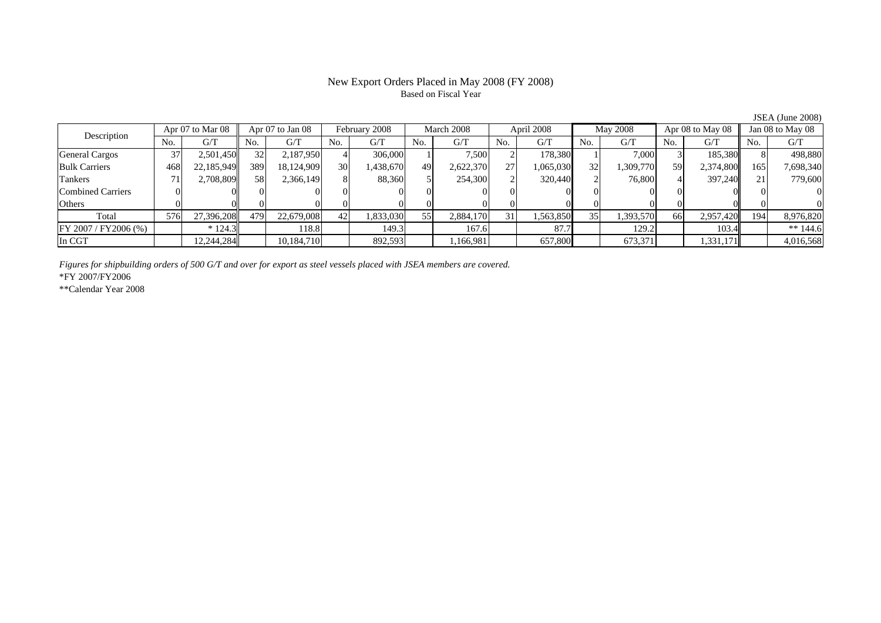# New Export Orders Placed in May 2008 (FY 2008)

Based on Fiscal Year

JSEA (June 2008)

| Description | Apr 07 to Mar 08 | | Apr 07 to Jan 08 | | February 2008 | | March 2008 | | April 2008 | | May 2008 | | Apr 08 to May 08 | | Jan 08 to May 08 | |
|---|---|---|---|---|---|---|---|---|---|---|---|---|---|---|---|---|
| | No. | G/T | No. | G/T | No. | G/T | No. | G/T | No. | G/T | No. | G/T | No. | G/T | No. | G/T |
| General Cargos | 37 | 2,501,450 | 32 | 2,187,950 | 4 | 306,000 | 1 | 7,500 | 2 | 178,380 | 1 | 7,000 | 3 | 185,380 | 8 | 498,880 |
| Bulk Carriers | 468 | 22,185,949 | 389 | 18,124,909 | 30 | 1,438,670 | 49 | 2,622,370 | 27 | 1,065,030 | 32 | 1,309,770 | 59 | 2,374,800 | 165 | 7,698,340 |
| Tankers | 71 | 2,708,809 | 58 | 2,366,149 | 8 | 88,360 | 5 | 254,300 | 2 | 320,440 | 2 | 76,800 | 4 | 397,240 | 21 | 779,600 |
| Combined Carriers | 0 | 0 | 0 | 0 | 0 | 0 | 0 | 0 | 0 | 0 | 0 | 0 | 0 | 0 | 0 | 0 |
| Others | 0 | 0 | 0 | 0 | 0 | 0 | 0 | 0 | 0 | 0 | 0 | 0 | 0 | 0 | 0 | 0 |
| Total | 576 | 27,396,208 | 479 | 22,679,008 | 42 | 1,833,030 | 55 | 2,884,170 | 31 | 1,563,850 | 35 | 1,393,570 | 66 | 2,957,420 | 194 | 8,976,820 |
| FY 2007 / FY2006 (%) | | * 124.3 | | 118.8 | | 149.3 | | 167.6 | | 87.7 | | 129.2 | | 103.4 | | ** 144.6 |
| In CGT | | 12,244,284 | | 10,184,710 | | 892,593 | | 1,166,981 | | 657,800 | | 673,371 | | 1,331,171 | | 4,016,568 |

*Figures for shipbuilding orders of 500 G/T and over for export as steel vessels placed with JSEA members are covered.*

*FY 2007/FY2006

**Calendar Year 2008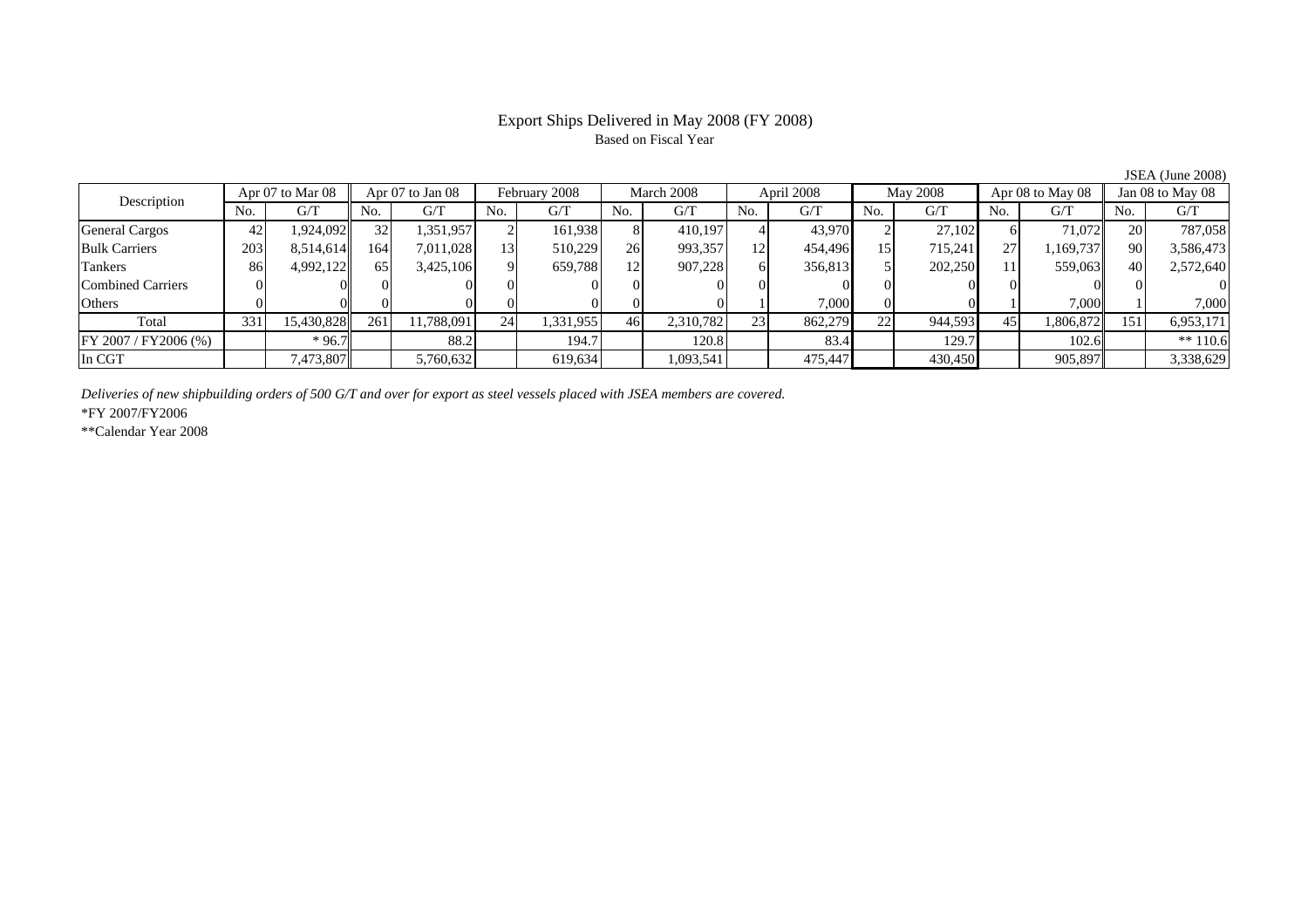# Export Ships Delivered in May 2008 (FY 2008)

Based on Fiscal Year

JSEA (June 2008)

| Description | Apr 07 to Mar 08 | | Apr 07 to Jan 08 | | February 2008 | | March 2008 | | April 2008 | | May 2008 | | Apr 08 to May 08 | | Jan 08 to May 08 | |
|---|---|---|---|---|---|---|---|---|---|---|---|---|---|---|---|---|
| | No. | G/T | No. | G/T | No. | G/T | No. | G/T | No. | G/T | No. | G/T | No. | G/T | No. | G/T |
| General Cargos | 42 | 1,924,092 | 32 | 1,351,957 | 2 | 161,938 | 8 | 410,197 | 4 | 43,970 | 2 | 27,102 | 6 | 71,072 | 20 | 787,058 |
| Bulk Carriers | 203 | 8,514,614 | 164 | 7,011,028 | 13 | 510,229 | 26 | 993,357 | 12 | 454,496 | 15 | 715,241 | 27 | 1,169,737 | 90 | 3,586,473 |
| Tankers | 86 | 4,992,122 | 65 | 3,425,106 | 9 | 659,788 | 12 | 907,228 | 6 | 356,813 | 5 | 202,250 | 11 | 559,063 | 40 | 2,572,640 |
| Combined Carriers | 0 | 0 | 0 | 0 | 0 | 0 | 0 | 0 | 0 | 0 | 0 | 0 | 0 | 0 | 0 | 0 |
| Others | 0 | 0 | 0 | 0 | 0 | 0 | 0 | 0 | 1 | 7,000 | 0 | 0 | 1 | 7,000 | 1 | 7,000 |
| Total | 331 | 15,430,828 | 261 | 11,788,091 | 24 | 1,331,955 | 46 | 2,310,782 | 23 | 862,279 | 22 | 944,593 | 45 | 1,806,872 | 151 | 6,953,171 |
| FY 2007 / FY2006 (%) | | * 96.7 | | 88.2 | | 194.7 | | 120.8 | | 83.4 | | 129.7 | | 102.6 | | ** 110.6 |
| In CGT | | 7,473,807 | | 5,760,632 | | 619,634 | | 1,093,541 | | 475,447 | | 430,450 | | 905,897 | | 3,338,629 |

*Deliveries of new shipbuilding orders of 500 G/T and over for export as steel vessels placed with JSEA members are covered.*

*FY 2007/FY2006

**Calendar Year 2008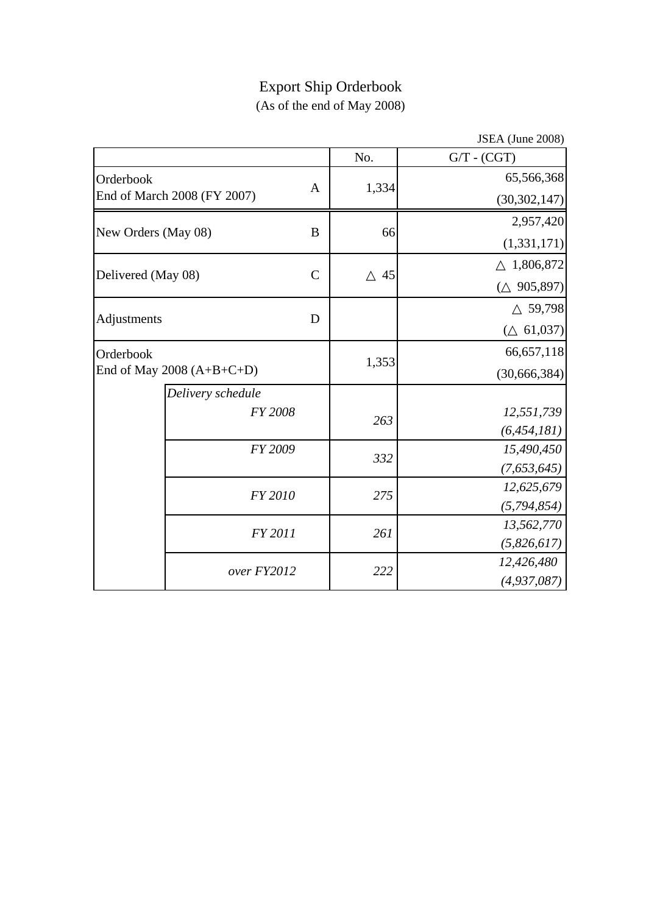# Export Ship Orderbook

(As of the end of May 2008)

JSEA (June 2008)

| | | | No. | G/T - (CGT) |
|---|---|---|---|---|
| Orderbook<br>End of March 2008 (FY 2007) | | A | 1,334 | 65,566,368<br>(30,302,147) |
| New Orders (May 08) | | B | 66 | 2,957,420<br>(1,331,171) |
| Delivered (May 08) | | C | △ 45 | △ 1,806,872<br>(△ 905,897) |
| Adjustments | | D | | △ 59,798<br>(△ 61,037) |
| Orderbook<br>End of May 2008 (A+B+C+D) | | | 1,353 | 66,657,118<br>(30,666,384) |
| | *Delivery schedule*<br>*FY 2008* | | *263* | *12,551,739*<br>*(6,454,181)* |
| | *FY 2009* | | *332* | *15,490,450*<br>*(7,653,645)* |
| | *FY 2010* | | *275* | *12,625,679*<br>*(5,794,854)* |
| | *FY 2011* | | *261* | *13,562,770*<br>*(5,826,617)* |
| | *over FY2012* | | *222* | *12,426,480*<br>*(4,937,087)* |